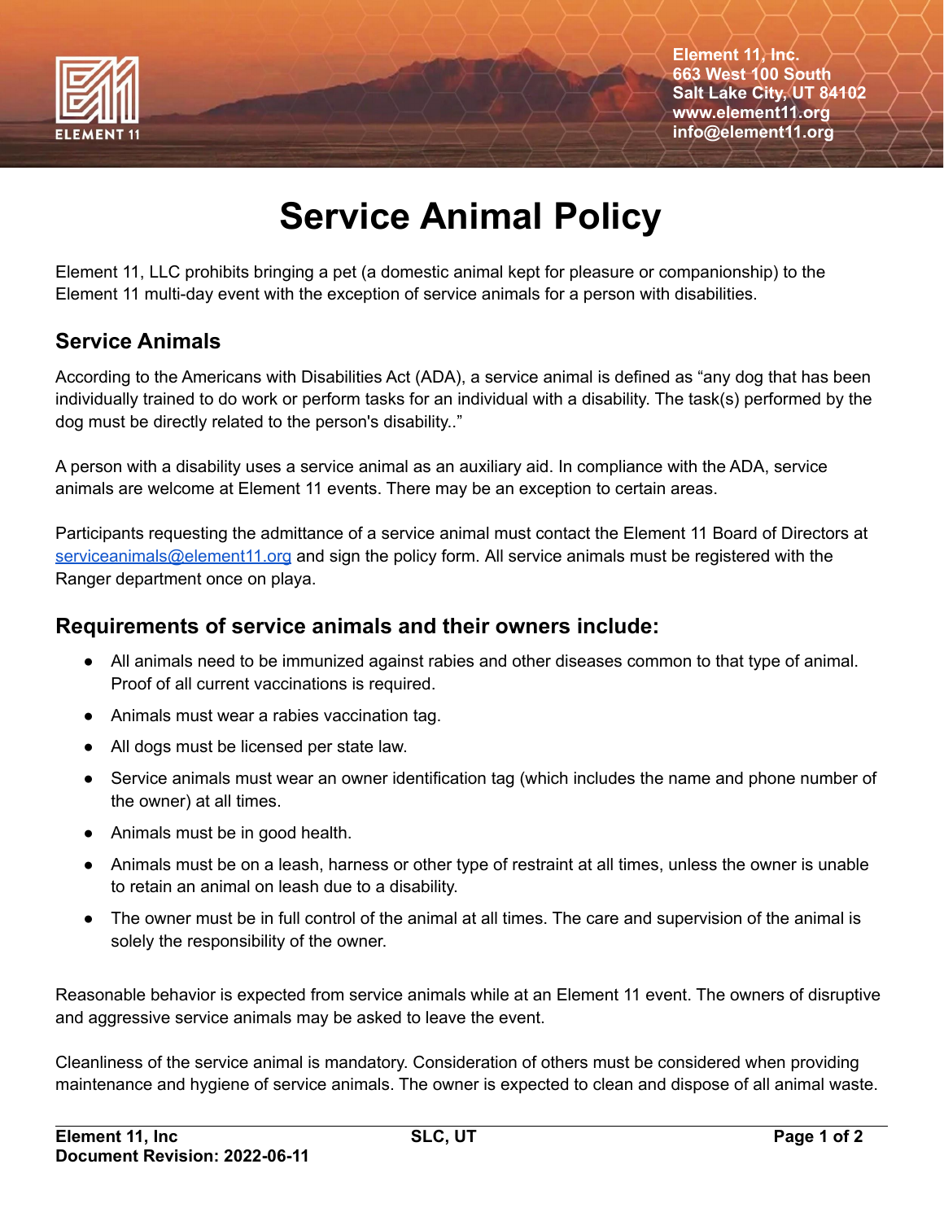Element 11, Inc.
663 West 100 South
Salt Lake City, UT 84102
www.element11.org
info@element11.org

# Service Animal Policy

Element 11, LLC prohibits bringing a pet (a domestic animal kept for pleasure or companionship) to the Element 11 multi-day event with the exception of service animals for a person with disabilities.

## Service Animals

According to the Americans with Disabilities Act (ADA), a service animal is defined as "any dog that has been individually trained to do work or perform tasks for an individual with a disability. The task(s) performed by the dog must be directly related to the person's disability.."

A person with a disability uses a service animal as an auxiliary aid. In compliance with the ADA, service animals are welcome at Element 11 events. There may be an exception to certain areas.

Participants requesting the admittance of a service animal must contact the Element 11 Board of Directors at serviceanimals@element11.org and sign the policy form. All service animals must be registered with the Ranger department once on playa.

## Requirements of service animals and their owners include:

- All animals need to be immunized against rabies and other diseases common to that type of animal. Proof of all current vaccinations is required.
- Animals must wear a rabies vaccination tag.
- All dogs must be licensed per state law.
- Service animals must wear an owner identification tag (which includes the name and phone number of the owner) at all times.
- Animals must be in good health.
- Animals must be on a leash, harness or other type of restraint at all times, unless the owner is unable to retain an animal on leash due to a disability.
- The owner must be in full control of the animal at all times. The care and supervision of the animal is solely the responsibility of the owner.

Reasonable behavior is expected from service animals while at an Element 11 event. The owners of disruptive and aggressive service animals may be asked to leave the event.

Cleanliness of the service animal is mandatory. Consideration of others must be considered when providing maintenance and hygiene of service animals. The owner is expected to clean and dispose of all animal waste.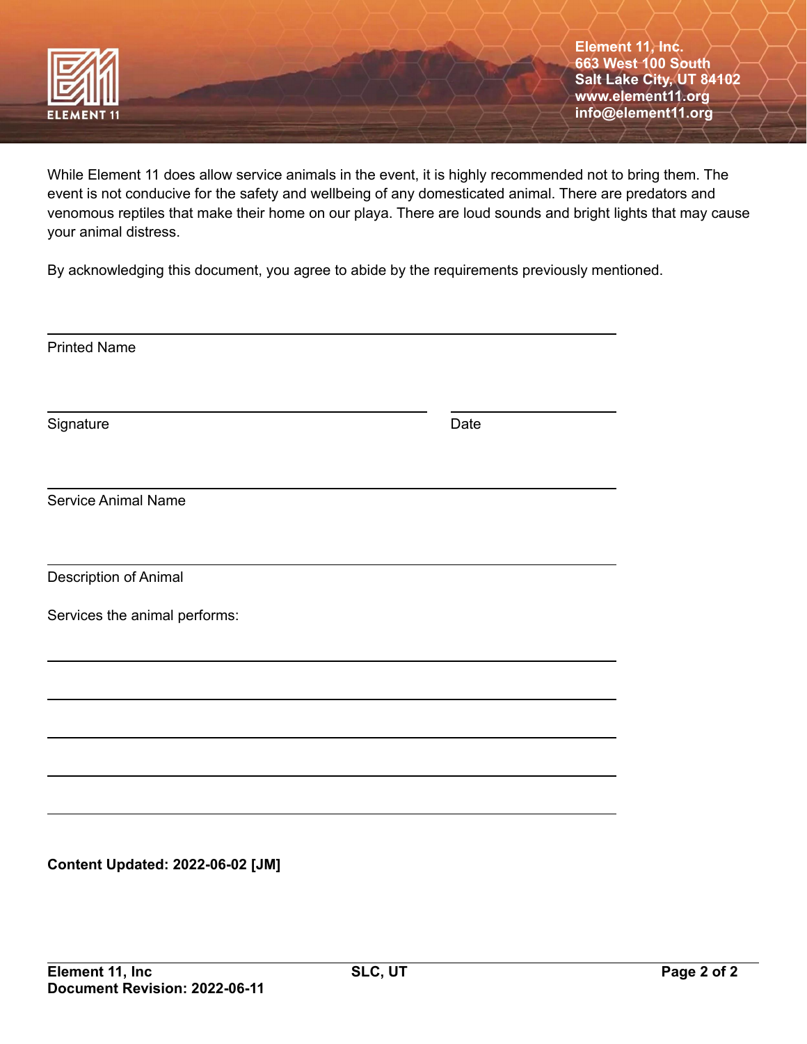Element 11, Inc.
663 West 100 South
Salt Lake City, UT 84102
www.element11.org
info@element11.org

While Element 11 does allow service animals in the event, it is highly recommended not to bring them. The event is not conducive for the safety and wellbeing of any domesticated animal. There are predators and venomous reptiles that make their home on our playa. There are loud sounds and bright lights that may cause your animal distress.

By acknowledging this document, you agree to abide by the requirements previously mentioned.

\_\_\_\_\_\_\_\_\_\_\_\_\_\_\_\_\_\_\_\_\_\_\_\_\_\_\_\_\_\_\_\_\_\_\_\_\_\_\_\_\_\_\_\_\_\_\_\_

Printed Name

\_\_\_\_\_\_\_\_\_\_\_\_\_\_\_\_\_\_\_\_\_\_\_\_\_\_\_\_\_\_\_\_\_\_\_\_ \_\_\_\_\_\_\_\_\_\_\_\_\_\_\_

Signature Date

\_\_\_\_\_\_\_\_\_\_\_\_\_\_\_\_\_\_\_\_\_\_\_\_\_\_\_\_\_\_\_\_\_\_\_\_\_\_\_\_\_\_\_\_\_\_\_\_

Service Animal Name

\_\_\_\_\_\_\_\_\_\_\_\_\_\_\_\_\_\_\_\_\_\_\_\_\_\_\_\_\_\_\_\_\_\_\_\_\_\_\_\_\_\_\_\_\_\_\_\_

Description of Animal

Services the animal performs:

\_\_\_\_\_\_\_\_\_\_\_\_\_\_\_\_\_\_\_\_\_\_\_\_\_\_\_\_\_\_\_\_\_\_\_\_\_\_\_\_\_\_\_\_\_\_\_\_

\_\_\_\_\_\_\_\_\_\_\_\_\_\_\_\_\_\_\_\_\_\_\_\_\_\_\_\_\_\_\_\_\_\_\_\_\_\_\_\_\_\_\_\_\_\_\_\_

\_\_\_\_\_\_\_\_\_\_\_\_\_\_\_\_\_\_\_\_\_\_\_\_\_\_\_\_\_\_\_\_\_\_\_\_\_\_\_\_\_\_\_\_\_\_\_\_

\_\_\_\_\_\_\_\_\_\_\_\_\_\_\_\_\_\_\_\_\_\_\_\_\_\_\_\_\_\_\_\_\_\_\_\_\_\_\_\_\_\_\_\_\_\_\_\_

\_\_\_\_\_\_\_\_\_\_\_\_\_\_\_\_\_\_\_\_\_\_\_\_\_\_\_\_\_\_\_\_\_\_\_\_\_\_\_\_\_\_\_\_\_\_\_\_

**Content Updated: 2022-06-02 [JM]**